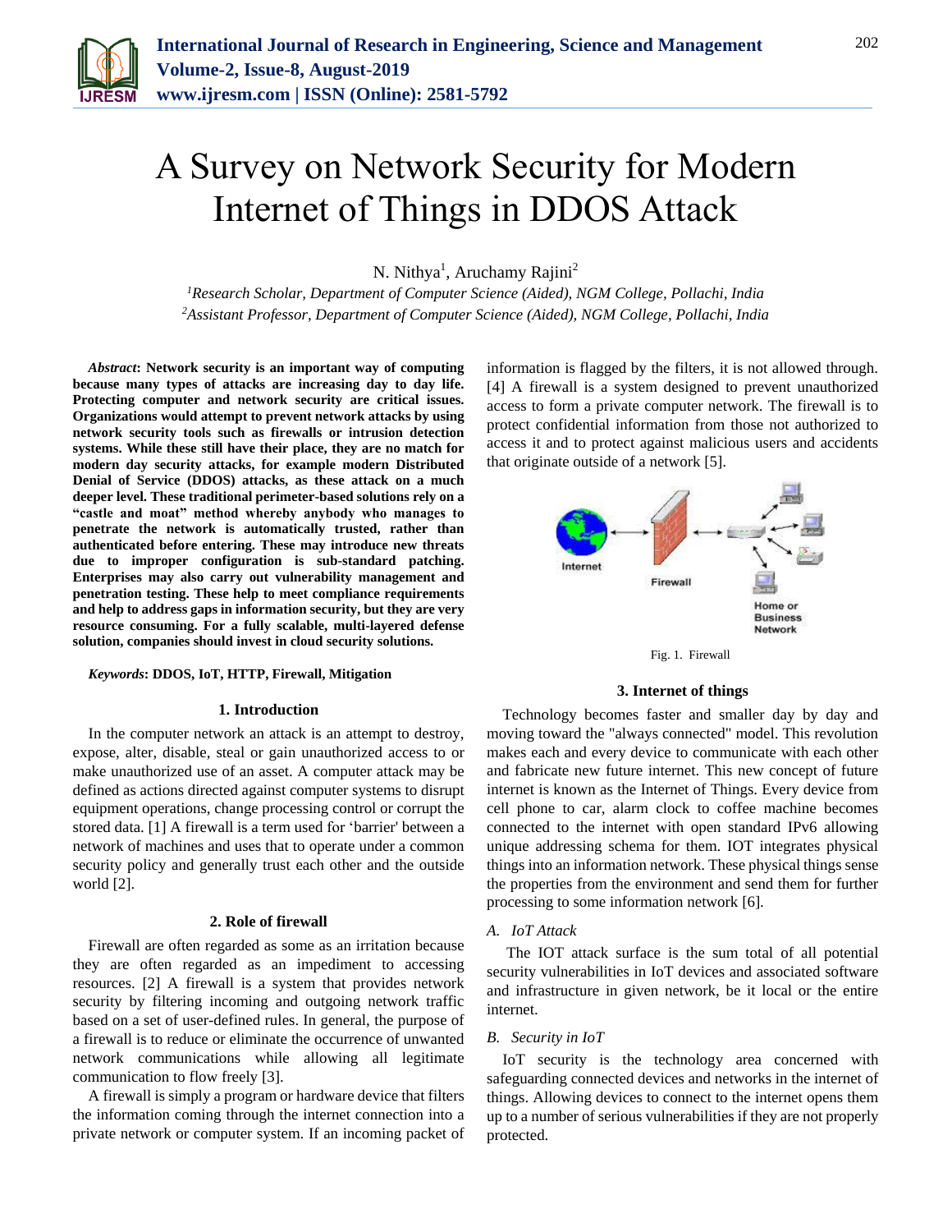# A Survey on Network Security for Modern Internet of Things in DDOS Attack

N. Nithya[1], Aruchamy Rajini[2]

[1]*Research Scholar, Department of Computer Science (Aided), NGM College, Pollachi, India*
[2]*Assistant Professor, Department of Computer Science (Aided), NGM College, Pollachi, India*

***Abstract*****: Network security is an important way of computing because many types of attacks are increasing day to day life. Protecting computer and network security are critical issues. Organizations would attempt to prevent network attacks by using network security tools such as firewalls or intrusion detection systems. While these still have their place, they are no match for modern day security attacks, for example modern Distributed Denial of Service (DDOS) attacks, as these attack on a much deeper level. These traditional perimeter-based solutions rely on a "castle and moat" method whereby anybody who manages to penetrate the network is automatically trusted, rather than authenticated before entering. These may introduce new threats due to improper configuration is sub-standard patching. Enterprises may also carry out vulnerability management and penetration testing. These help to meet compliance requirements and help to address gaps in information security, but they are very resource consuming. For a fully scalable, multi-layered defense solution, companies should invest in cloud security solutions.**

***Keywords*****: DDOS, IoT, HTTP, Firewall, Mitigation**

## 1. Introduction

In the computer network an attack is an attempt to destroy, expose, alter, disable, steal or gain unauthorized access to or make unauthorized use of an asset. A computer attack may be defined as actions directed against computer systems to disrupt equipment operations, change processing control or corrupt the stored data. [1] A firewall is a term used for 'barrier' between a network of machines and uses that to operate under a common security policy and generally trust each other and the outside world [2].

## 2. Role of firewall

Firewall are often regarded as some as an irritation because they are often regarded as an impediment to accessing resources. [2] A firewall is a system that provides network security by filtering incoming and outgoing network traffic based on a set of user-defined rules. In general, the purpose of a firewall is to reduce or eliminate the occurrence of unwanted network communications while allowing all legitimate communication to flow freely [3].

A firewall is simply a program or hardware device that filters the information coming through the internet connection into a private network or computer system. If an incoming packet of information is flagged by the filters, it is not allowed through. [4] A firewall is a system designed to prevent unauthorized access to form a private computer network. The firewall is to protect confidential information from those not authorized to access it and to protect against malicious users and accidents that originate outside of a network [5].

Fig. 1. Firewall

## 3. Internet of things

Technology becomes faster and smaller day by day and moving toward the "always connected" model. This revolution makes each and every device to communicate with each other and fabricate new future internet. This new concept of future internet is known as the Internet of Things. Every device from cell phone to car, alarm clock to coffee machine becomes connected to the internet with open standard IPv6 allowing unique addressing schema for them. IOT integrates physical things into an information network. These physical things sense the properties from the environment and send them for further processing to some information network [6].

### *A. IoT Attack*

The IOT attack surface is the sum total of all potential security vulnerabilities in IoT devices and associated software and infrastructure in given network, be it local or the entire internet.

### *B. Security in IoT*

IoT security is the technology area concerned with safeguarding connected devices and networks in the internet of things. Allowing devices to connect to the internet opens them up to a number of serious vulnerabilities if they are not properly protected.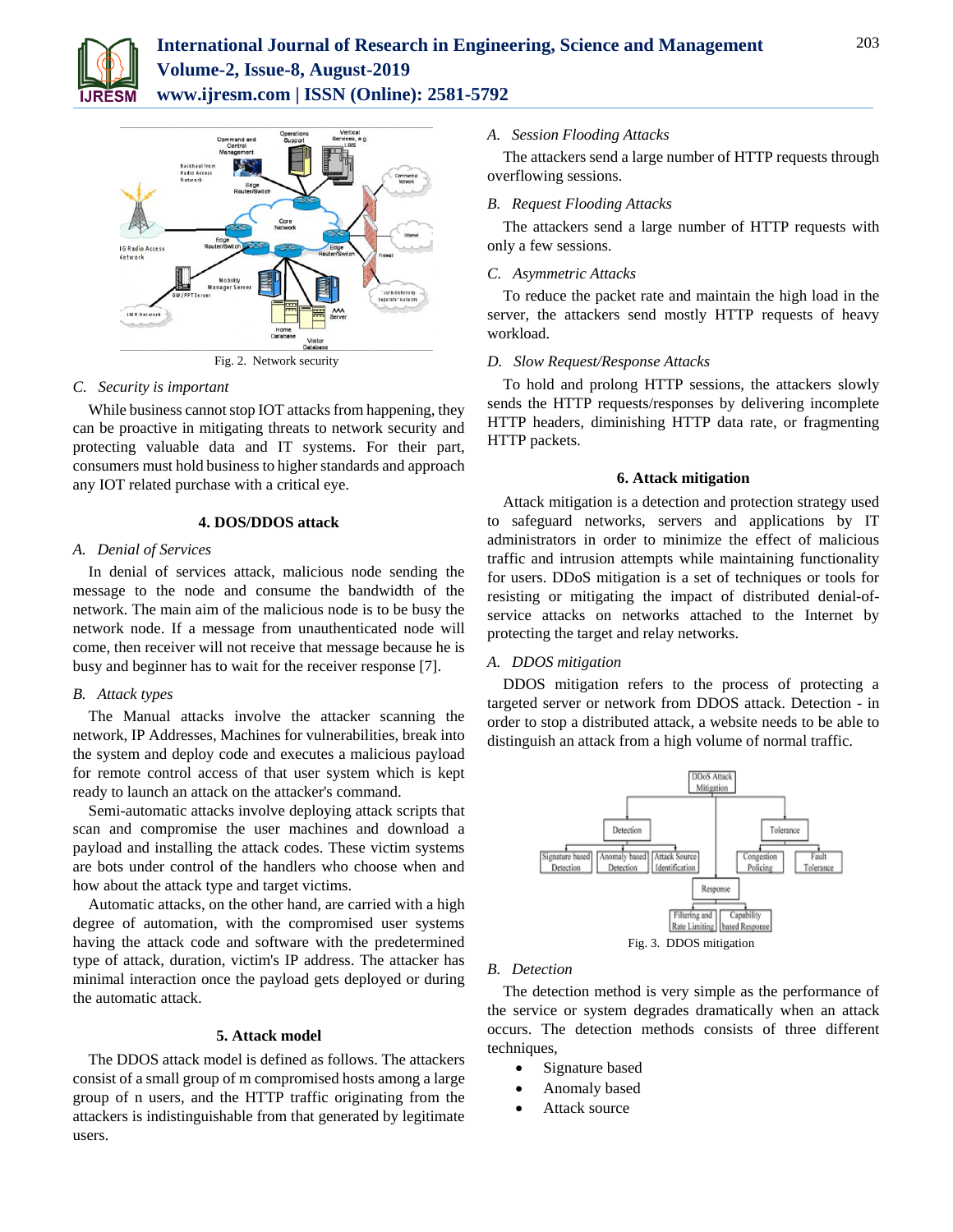Fig. 2. Network security

### C. Security is important

While business cannot stop IOT attacks from happening, they can be proactive in mitigating threats to network security and protecting valuable data and IT systems. For their part, consumers must hold business to higher standards and approach any IOT related purchase with a critical eye.

## 4. DOS/DDOS attack

### A. Denial of Services

In denial of services attack, malicious node sending the message to the node and consume the bandwidth of the network. The main aim of the malicious node is to be busy the network node. If a message from unauthenticated node will come, then receiver will not receive that message because he is busy and beginner has to wait for the receiver response [7].

### B. Attack types

The Manual attacks involve the attacker scanning the network, IP Addresses, Machines for vulnerabilities, break into the system and deploy code and executes a malicious payload for remote control access of that user system which is kept ready to launch an attack on the attacker's command.

Semi-automatic attacks involve deploying attack scripts that scan and compromise the user machines and download a payload and installing the attack codes. These victim systems are bots under control of the handlers who choose when and how about the attack type and target victims.

Automatic attacks, on the other hand, are carried with a high degree of automation, with the compromised user systems having the attack code and software with the predetermined type of attack, duration, victim's IP address. The attacker has minimal interaction once the payload gets deployed or during the automatic attack.

## 5. Attack model

The DDOS attack model is defined as follows. The attackers consist of a small group of m compromised hosts among a large group of n users, and the HTTP traffic originating from the attackers is indistinguishable from that generated by legitimate users.

### A. Session Flooding Attacks

The attackers send a large number of HTTP requests through overflowing sessions.

### B. Request Flooding Attacks

The attackers send a large number of HTTP requests with only a few sessions.

### C. Asymmetric Attacks

To reduce the packet rate and maintain the high load in the server, the attackers send mostly HTTP requests of heavy workload.

### D. Slow Request/Response Attacks

To hold and prolong HTTP sessions, the attackers slowly sends the HTTP requests/responses by delivering incomplete HTTP headers, diminishing HTTP data rate, or fragmenting HTTP packets.

## 6. Attack mitigation

Attack mitigation is a detection and protection strategy used to safeguard networks, servers and applications by IT administrators in order to minimize the effect of malicious traffic and intrusion attempts while maintaining functionality for users. DDoS mitigation is a set of techniques or tools for resisting or mitigating the impact of distributed denial-of-service attacks on networks attached to the Internet by protecting the target and relay networks.

### A. DDOS mitigation

DDOS mitigation refers to the process of protecting a targeted server or network from DDOS attack. Detection - in order to stop a distributed attack, a website needs to be able to distinguish an attack from a high volume of normal traffic.

Fig. 3. DDOS mitigation

### B. Detection

The detection method is very simple as the performance of the service or system degrades dramatically when an attack occurs. The detection methods consists of three different techniques,

- Signature based
- Anomaly based
- Attack source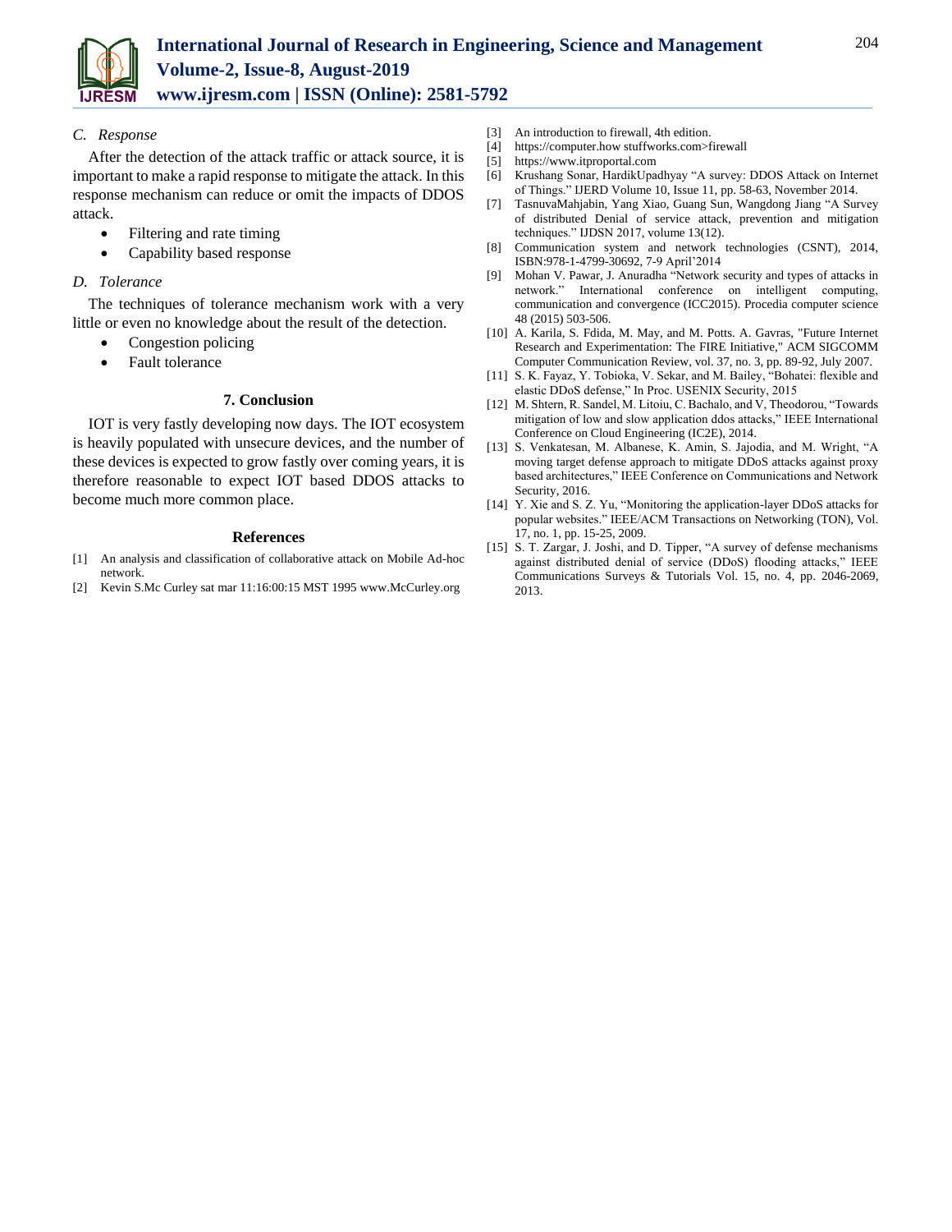### *C. Response*

After the detection of the attack traffic or attack source, it is important to make a rapid response to mitigate the attack. In this response mechanism can reduce or omit the impacts of DDOS attack.

- Filtering and rate timing
- Capability based response

### *D. Tolerance*

The techniques of tolerance mechanism work with a very little or even no knowledge about the result of the detection.

- Congestion policing
- Fault tolerance

## 7. Conclusion

IOT is very fastly developing now days. The IOT ecosystem is heavily populated with unsecure devices, and the number of these devices is expected to grow fastly over coming years, it is therefore reasonable to expect IOT based DDOS attacks to become much more common place.

## References

[1] An analysis and classification of collaborative attack on Mobile Ad-hoc network.

[2] Kevin S.Mc Curley sat mar 11:16:00:15 MST 1995 www.McCurley.org

[3] An introduction to firewall, 4th edition.

[4] https://computer.how stuffworks.com>firewall

[5] https://www.itproportal.com

[6] Krushang Sonar, HardikUpadhyay "A survey: DDOS Attack on Internet of Things." IJERD Volume 10, Issue 11, pp. 58-63, November 2014.

[7] TasnuvaMahjabin, Yang Xiao, Guang Sun, Wangdong Jiang "A Survey of distributed Denial of service attack, prevention and mitigation techniques." IJDSN 2017, volume 13(12).

[8] Communication system and network technologies (CSNT), 2014, ISBN:978-1-4799-30692, 7-9 April'2014

[9] Mohan V. Pawar, J. Anuradha "Network security and types of attacks in network." International conference on intelligent computing, communication and convergence (ICC2015). Procedia computer science 48 (2015) 503-506.

[10] A. Karila, S. Fdida, M. May, and M. Potts. A. Gavras, "Future Internet Research and Experimentation: The FIRE Initiative," ACM SIGCOMM Computer Communication Review, vol. 37, no. 3, pp. 89-92, July 2007.

[11] S. K. Fayaz, Y. Tobioka, V. Sekar, and M. Bailey, "Bohatei: flexible and elastic DDoS defense," In Proc. USENIX Security, 2015

[12] M. Shtern, R. Sandel, M. Litoiu, C. Bachalo, and V, Theodorou, "Towards mitigation of low and slow application ddos attacks," IEEE International Conference on Cloud Engineering (IC2E), 2014.

[13] S. Venkatesan, M. Albanese, K. Amin, S. Jajodia, and M. Wright, "A moving target defense approach to mitigate DDoS attacks against proxy based architectures," IEEE Conference on Communications and Network Security, 2016.

[14] Y. Xie and S. Z. Yu, "Monitoring the application-layer DDoS attacks for popular websites." IEEE/ACM Transactions on Networking (TON), Vol. 17, no. 1, pp. 15-25, 2009.

[15] S. T. Zargar, J. Joshi, and D. Tipper, "A survey of defense mechanisms against distributed denial of service (DDoS) flooding attacks," IEEE Communications Surveys & Tutorials Vol. 15, no. 4, pp. 2046-2069, 2013.